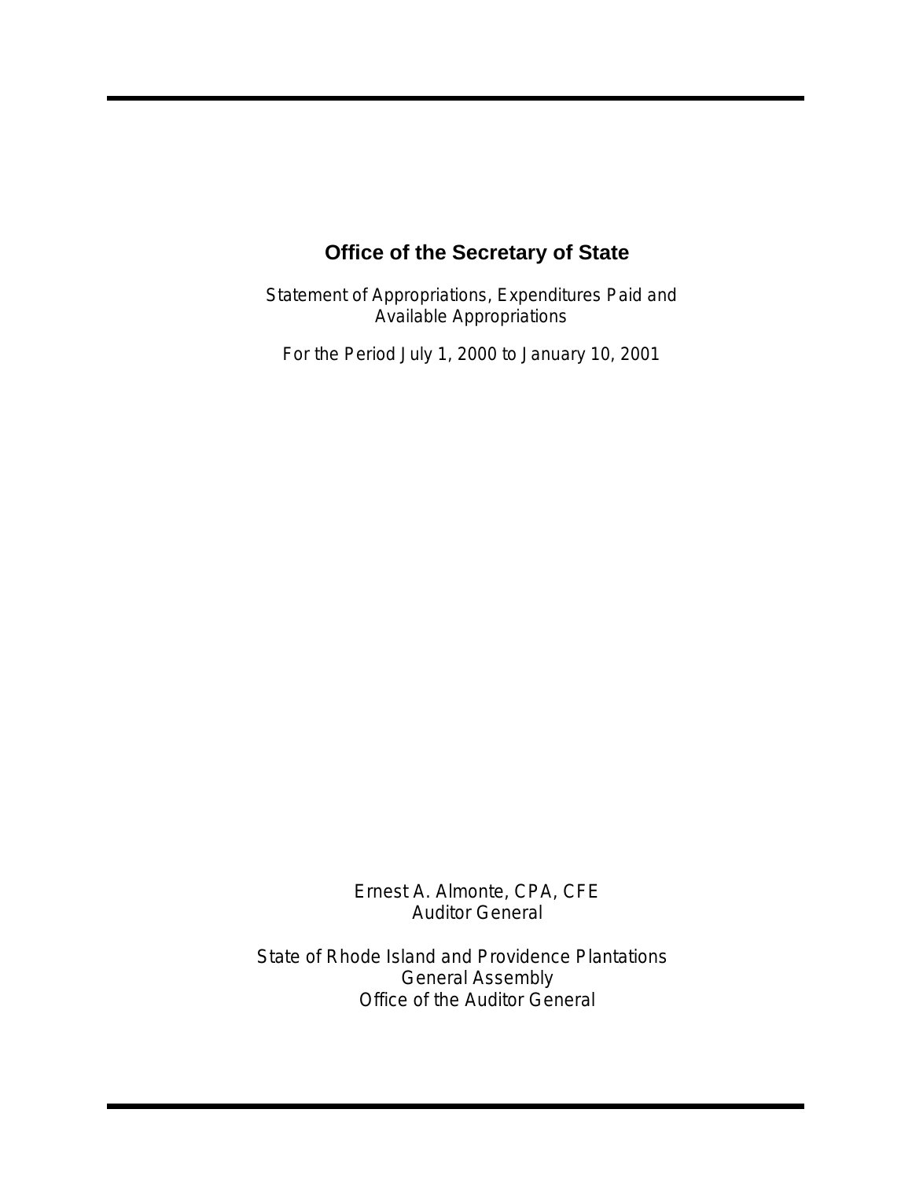# Office of the Secretary of State

Statement of Appropriations, Expenditures Paid and Available Appropriations

For the Period July 1, 2000 to January 10, 2001

Ernest A. Almonte, CPA, CFE
Auditor General

State of Rhode Island and Providence Plantations
General Assembly
Office of the Auditor General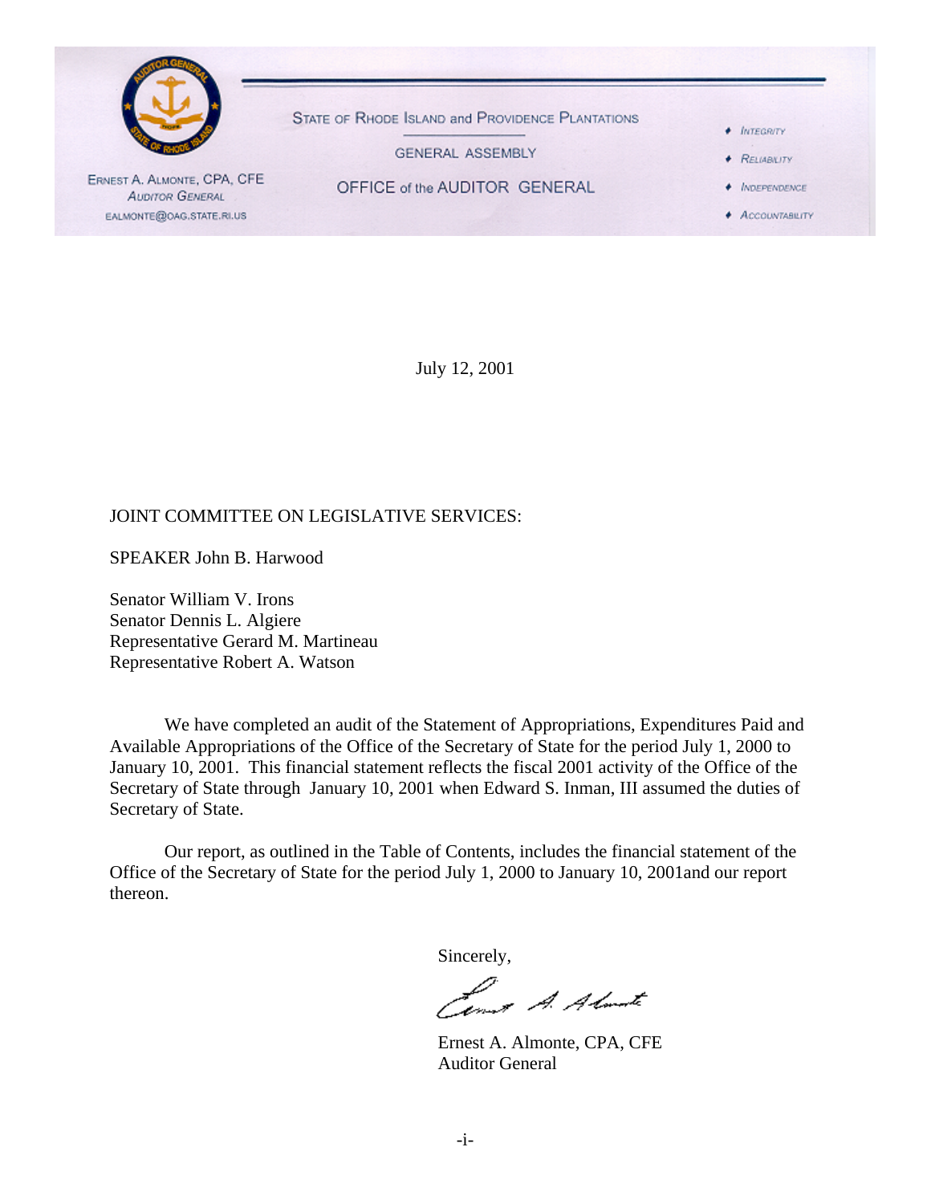STATE OF RHODE ISLAND and PROVIDENCE PLANTATIONS

GENERAL ASSEMBLY

OFFICE of the AUDITOR GENERAL

ERNEST A. ALMONTE, CPA, CFE
AUDITOR GENERAL
EALMONTE@OAG.STATE.RI.US

- INTEGRITY
- RELIABILITY
- INDEPENDENCE
- ACCOUNTABILITY

July 12, 2001

JOINT COMMITTEE ON LEGISLATIVE SERVICES:

SPEAKER John B. Harwood

Senator William V. Irons
Senator Dennis L. Algiere
Representative Gerard M. Martineau
Representative Robert A. Watson

We have completed an audit of the Statement of Appropriations, Expenditures Paid and Available Appropriations of the Office of the Secretary of State for the period July 1, 2000 to January 10, 2001. This financial statement reflects the fiscal 2001 activity of the Office of the Secretary of State through January 10, 2001 when Edward S. Inman, III assumed the duties of Secretary of State.

Our report, as outlined in the Table of Contents, includes the financial statement of the Office of the Secretary of State for the period July 1, 2000 to January 10, 2001and our report thereon.

Sincerely,

Ernest A. Almonte, CPA, CFE
Auditor General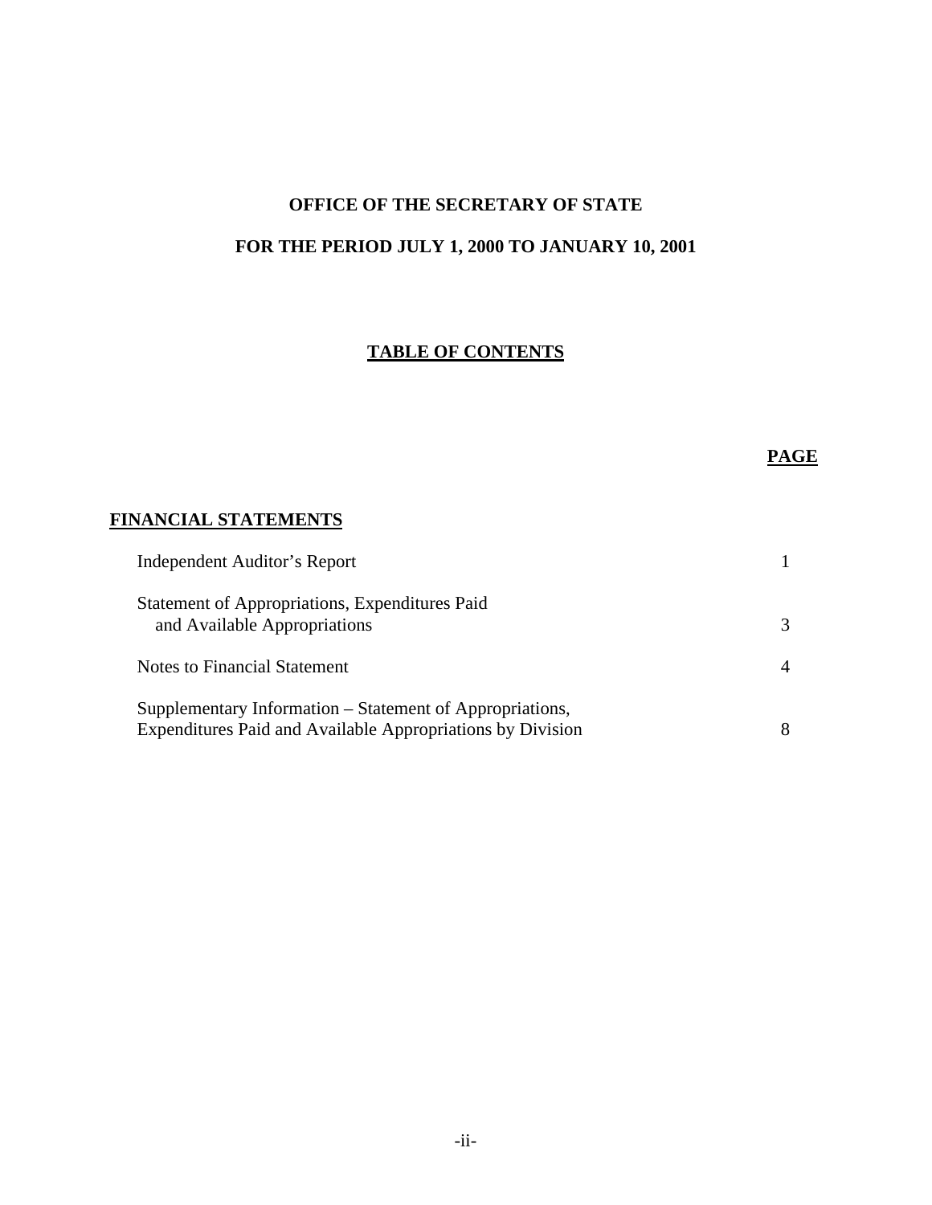# OFFICE OF THE SECRETARY OF STATE

## FOR THE PERIOD JULY 1, 2000 TO JANUARY 10, 2001

### TABLE OF CONTENTS

| | PAGE |
|---|---|
| **FINANCIAL STATEMENTS** | |
| Independent Auditor's Report | 1 |
| Statement of Appropriations, Expenditures Paid and Available Appropriations | 3 |
| Notes to Financial Statement | 4 |
| Supplementary Information – Statement of Appropriations, Expenditures Paid and Available Appropriations by Division | 8 |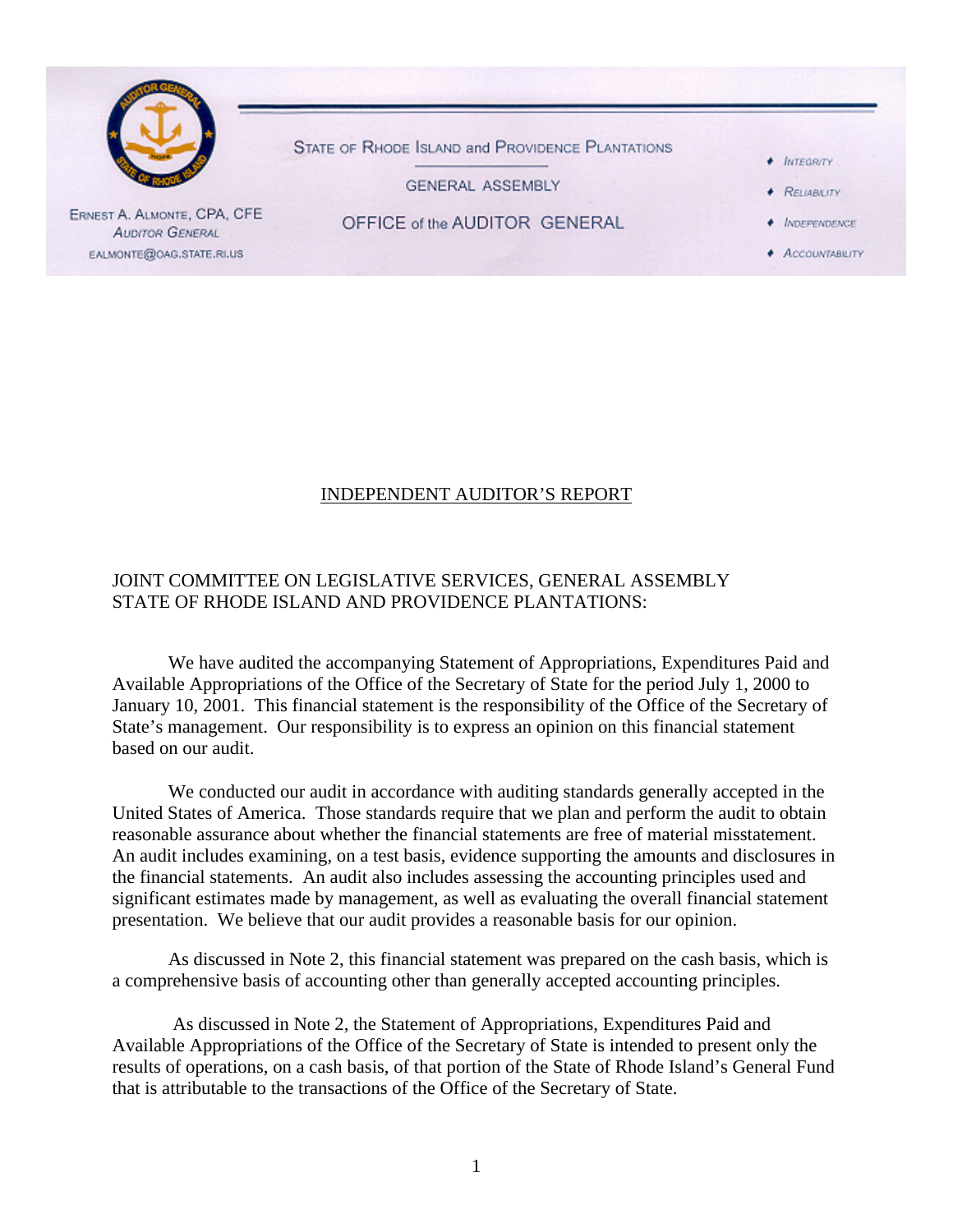STATE OF RHODE ISLAND and PROVIDENCE PLANTATIONS

GENERAL ASSEMBLY

OFFICE of the AUDITOR GENERAL

ERNEST A. ALMONTE, CPA, CFE
AUDITOR GENERAL
EALMONTE@OAG.STATE.RI.US

- INTEGRITY
- RELIABILITY
- INDEPENDENCE
- ACCOUNTABILITY

## INDEPENDENT AUDITOR'S REPORT

JOINT COMMITTEE ON LEGISLATIVE SERVICES, GENERAL ASSEMBLY
STATE OF RHODE ISLAND AND PROVIDENCE PLANTATIONS:

We have audited the accompanying Statement of Appropriations, Expenditures Paid and Available Appropriations of the Office of the Secretary of State for the period July 1, 2000 to January 10, 2001. This financial statement is the responsibility of the Office of the Secretary of State's management. Our responsibility is to express an opinion on this financial statement based on our audit.

We conducted our audit in accordance with auditing standards generally accepted in the United States of America. Those standards require that we plan and perform the audit to obtain reasonable assurance about whether the financial statements are free of material misstatement. An audit includes examining, on a test basis, evidence supporting the amounts and disclosures in the financial statements. An audit also includes assessing the accounting principles used and significant estimates made by management, as well as evaluating the overall financial statement presentation. We believe that our audit provides a reasonable basis for our opinion.

As discussed in Note 2, this financial statement was prepared on the cash basis, which is a comprehensive basis of accounting other than generally accepted accounting principles.

As discussed in Note 2, the Statement of Appropriations, Expenditures Paid and Available Appropriations of the Office of the Secretary of State is intended to present only the results of operations, on a cash basis, of that portion of the State of Rhode Island's General Fund that is attributable to the transactions of the Office of the Secretary of State.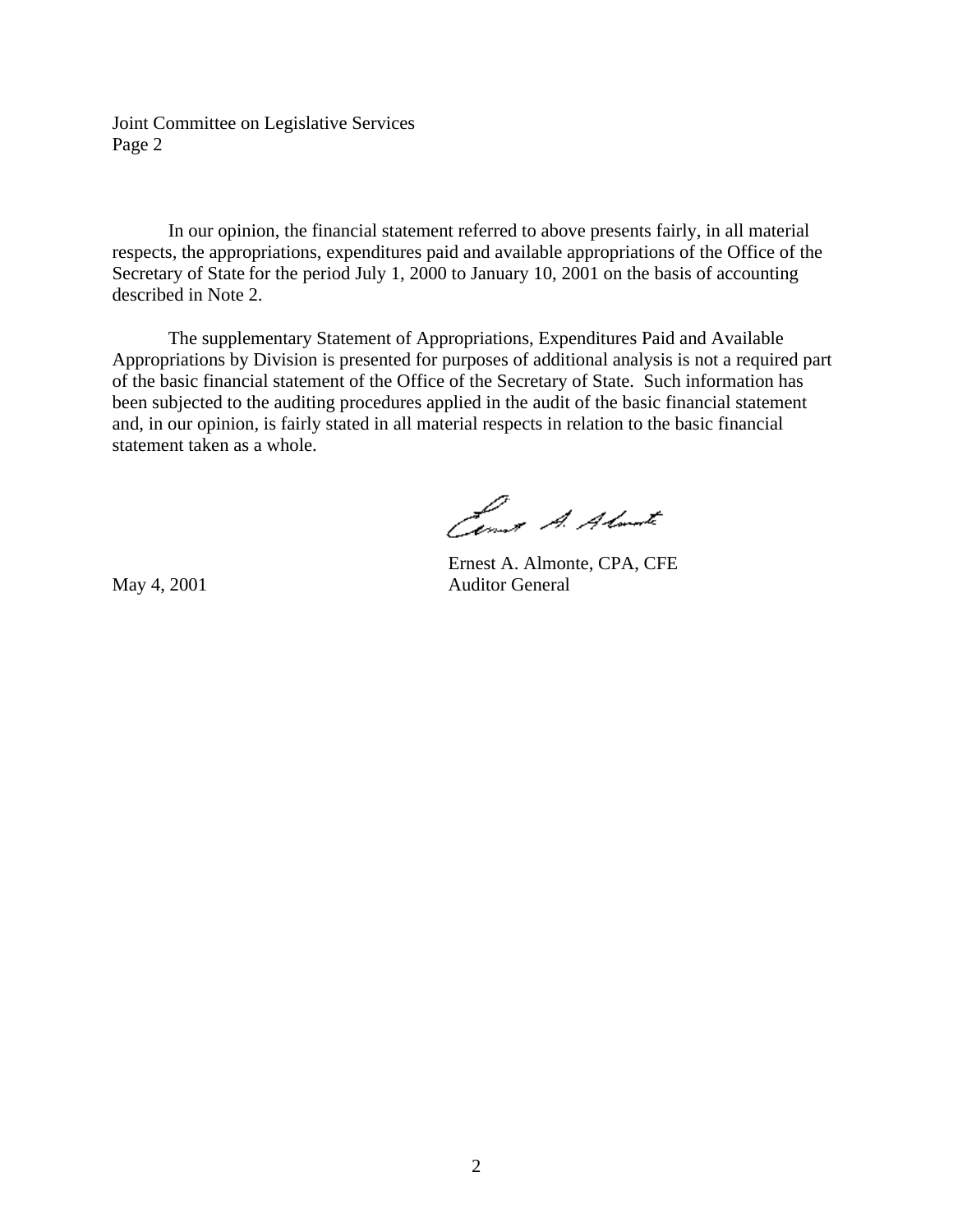Joint Committee on Legislative Services
Page 2

In our opinion, the financial statement referred to above presents fairly, in all material respects, the appropriations, expenditures paid and available appropriations of the Office of the Secretary of State for the period July 1, 2000 to January 10, 2001 on the basis of accounting described in Note 2.

The supplementary Statement of Appropriations, Expenditures Paid and Available Appropriations by Division is presented for purposes of additional analysis is not a required part of the basic financial statement of the Office of the Secretary of State. Such information has been subjected to the auditing procedures applied in the audit of the basic financial statement and, in our opinion, is fairly stated in all material respects in relation to the basic financial statement taken as a whole.

Ernest A. Almonte, CPA, CFE
Auditor General

May 4, 2001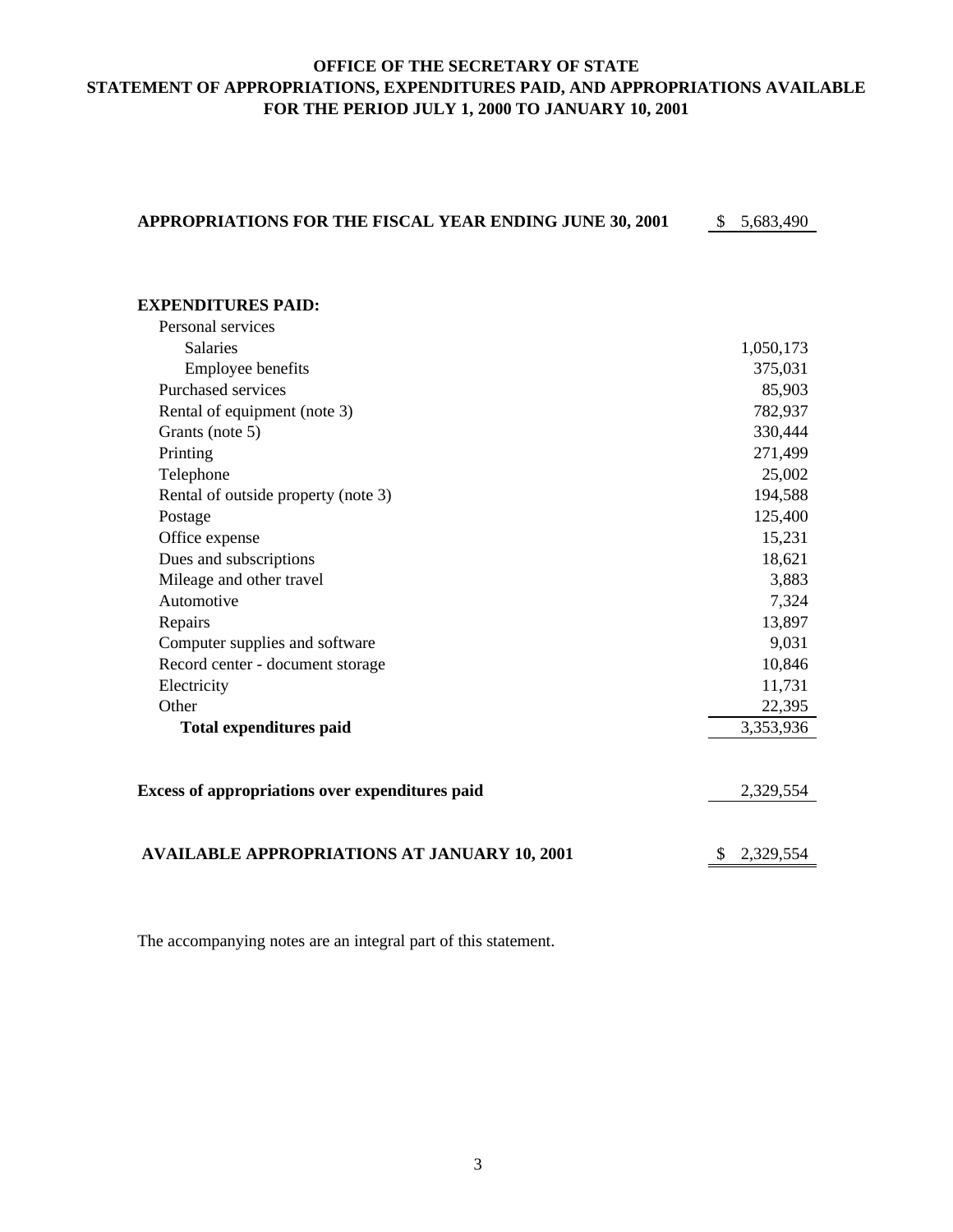**OFFICE OF THE SECRETARY OF STATE**
**STATEMENT OF APPROPRIATIONS, EXPENDITURES PAID, AND APPROPRIATIONS AVAILABLE**
**FOR THE PERIOD JULY 1, 2000 TO JANUARY 10, 2001**

| | |
|---|---|
| **APPROPRIATIONS FOR THE FISCAL YEAR ENDING JUNE 30, 2001** | $ 5,683,490 |
| | |
| **EXPENDITURES PAID:** | |
| Personal services | |
| Salaries | 1,050,173 |
| Employee benefits | 375,031 |
| Purchased services | 85,903 |
| Rental of equipment (note 3) | 782,937 |
| Grants (note 5) | 330,444 |
| Printing | 271,499 |
| Telephone | 25,002 |
| Rental of outside property (note 3) | 194,588 |
| Postage | 125,400 |
| Office expense | 15,231 |
| Dues and subscriptions | 18,621 |
| Mileage and other travel | 3,883 |
| Automotive | 7,324 |
| Repairs | 13,897 |
| Computer supplies and software | 9,031 |
| Record center - document storage | 10,846 |
| Electricity | 11,731 |
| Other | 22,395 |
| **Total expenditures paid** | 3,353,936 |
| | |
| **Excess of appropriations over expenditures paid** | 2,329,554 |
| | |
| **AVAILABLE APPROPRIATIONS AT JANUARY 10, 2001** | $ 2,329,554 |

The accompanying notes are an integral part of this statement.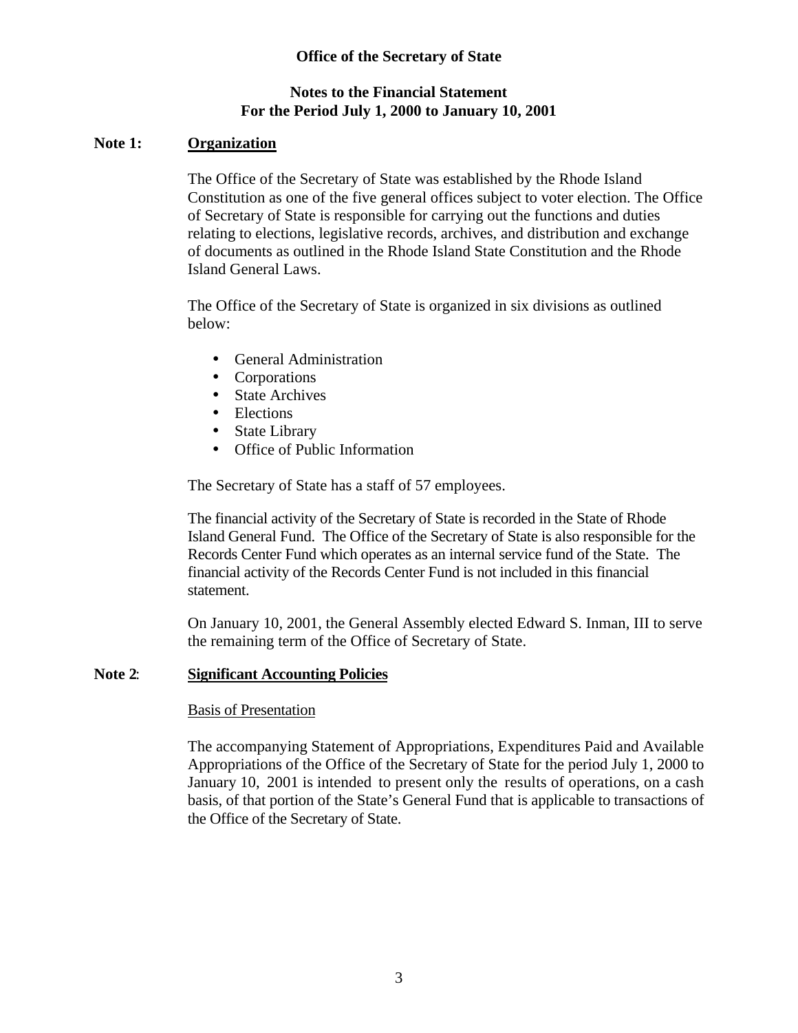**Office of the Secretary of State**

**Notes to the Financial Statement**
**For the Period July 1, 2000 to January 10, 2001**

**Note 1:** **Organization**

The Office of the Secretary of State was established by the Rhode Island Constitution as one of the five general offices subject to voter election. The Office of Secretary of State is responsible for carrying out the functions and duties relating to elections, legislative records, archives, and distribution and exchange of documents as outlined in the Rhode Island State Constitution and the Rhode Island General Laws.

The Office of the Secretary of State is organized in six divisions as outlined below:

- General Administration
- Corporations
- State Archives
- Elections
- State Library
- Office of Public Information

The Secretary of State has a staff of 57 employees.

The financial activity of the Secretary of State is recorded in the State of Rhode Island General Fund. The Office of the Secretary of State is also responsible for the Records Center Fund which operates as an internal service fund of the State. The financial activity of the Records Center Fund is not included in this financial statement.

On January 10, 2001, the General Assembly elected Edward S. Inman, III to serve the remaining term of the Office of Secretary of State.

**Note 2:** **Significant Accounting Policies**

Basis of Presentation

The accompanying Statement of Appropriations, Expenditures Paid and Available Appropriations of the Office of the Secretary of State for the period July 1, 2000 to January 10, 2001 is intended to present only the results of operations, on a cash basis, of that portion of the State's General Fund that is applicable to transactions of the Office of the Secretary of State.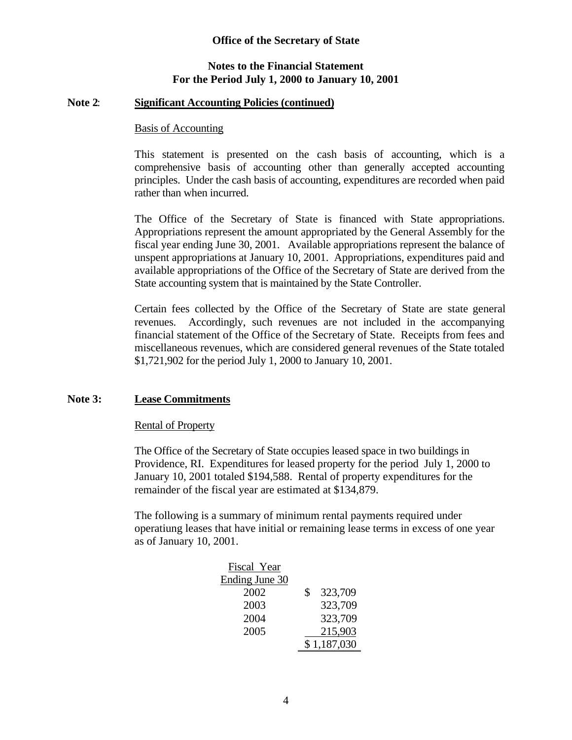**Office of the Secretary of State**

**Notes to the Financial Statement**
**For the Period July 1, 2000 to January 10, 2001**

**Note 2: Significant Accounting Policies (continued)**

Basis of Accounting

This statement is presented on the cash basis of accounting, which is a comprehensive basis of accounting other than generally accepted accounting principles. Under the cash basis of accounting, expenditures are recorded when paid rather than when incurred.

The Office of the Secretary of State is financed with State appropriations. Appropriations represent the amount appropriated by the General Assembly for the fiscal year ending June 30, 2001. Available appropriations represent the balance of unspent appropriations at January 10, 2001. Appropriations, expenditures paid and available appropriations of the Office of the Secretary of State are derived from the State accounting system that is maintained by the State Controller.

Certain fees collected by the Office of the Secretary of State are state general revenues. Accordingly, such revenues are not included in the accompanying financial statement of the Office of the Secretary of State. Receipts from fees and miscellaneous revenues, which are considered general revenues of the State totaled $1,721,902 for the period July 1, 2000 to January 10, 2001.

**Note 3: Lease Commitments**

Rental of Property

The Office of the Secretary of State occupies leased space in two buildings in Providence, RI. Expenditures for leased property for the period July 1, 2000 to January 10, 2001 totaled $194,588. Rental of property expenditures for the remainder of the fiscal year are estimated at $134,879.

The following is a summary of minimum rental payments required under operatiung leases that have initial or remaining lease terms in excess of one year as of January 10, 2001.

| Fiscal Year Ending June 30 | |
|---|---|
| 2002 | $ 323,709 |
| 2003 | 323,709 |
| 2004 | 323,709 |
| 2005 | 215,903 |
| | $ 1,187,030 |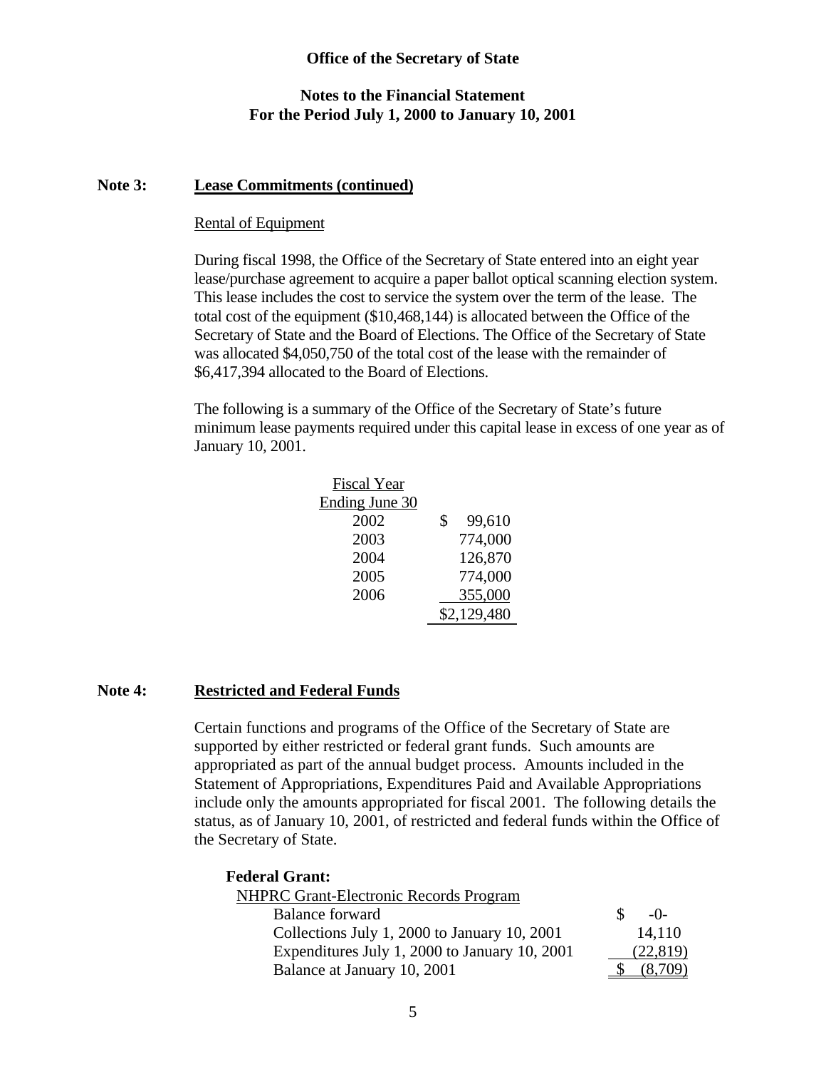**Office of the Secretary of State**

**Notes to the Financial Statement**
**For the Period July 1, 2000 to January 10, 2001**

## Note 3: Lease Commitments (continued)

Rental of Equipment

During fiscal 1998, the Office of the Secretary of State entered into an eight year lease/purchase agreement to acquire a paper ballot optical scanning election system. This lease includes the cost to service the system over the term of the lease. The total cost of the equipment ($10,468,144) is allocated between the Office of the Secretary of State and the Board of Elections. The Office of the Secretary of State was allocated $4,050,750 of the total cost of the lease with the remainder of $6,417,394 allocated to the Board of Elections.

The following is a summary of the Office of the Secretary of State's future minimum lease payments required under this capital lease in excess of one year as of January 10, 2001.

| Fiscal Year Ending June 30 | |
|---|---|
| 2002 | $ 99,610 |
| 2003 | 774,000 |
| 2004 | 126,870 |
| 2005 | 774,000 |
| 2006 | 355,000 |
| | $2,129,480 |

## Note 4: Restricted and Federal Funds

Certain functions and programs of the Office of the Secretary of State are supported by either restricted or federal grant funds. Such amounts are appropriated as part of the annual budget process. Amounts included in the Statement of Appropriations, Expenditures Paid and Available Appropriations include only the amounts appropriated for fiscal 2001. The following details the status, as of January 10, 2001, of restricted and federal funds within the Office of the Secretary of State.

**Federal Grant:**

NHPRC Grant-Electronic Records Program

| | |
|---|---|
| Balance forward | $ -0- |
| Collections July 1, 2000 to January 10, 2001 | 14,110 |
| Expenditures July 1, 2000 to January 10, 2001 | (22,819) |
| Balance at January 10, 2001 | $ (8,709) |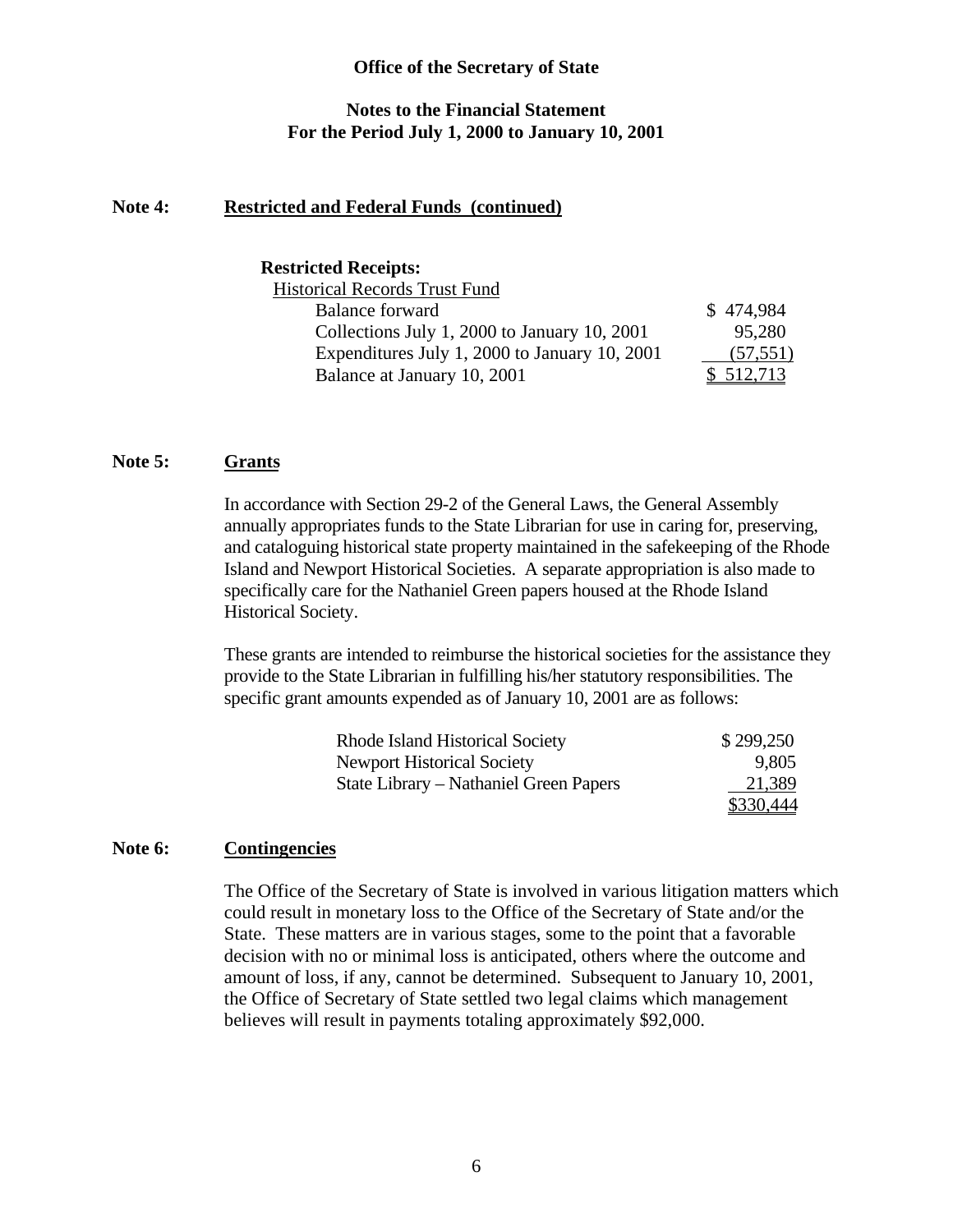**Office of the Secretary of State**

**Notes to the Financial Statement**
**For the Period July 1, 2000 to January 10, 2001**

**Note 4: Restricted and Federal Funds (continued)**

**Restricted Receipts:**

| Historical Records Trust Fund | |
|---|---|
| Balance forward | $ 474,984 |
| Collections July 1, 2000 to January 10, 2001 | 95,280 |
| Expenditures July 1, 2000 to January 10, 2001 | (57,551) |
| Balance at January 10, 2001 | $ 512,713 |

**Note 5: Grants**

In accordance with Section 29-2 of the General Laws, the General Assembly annually appropriates funds to the State Librarian for use in caring for, preserving, and cataloguing historical state property maintained in the safekeeping of the Rhode Island and Newport Historical Societies. A separate appropriation is also made to specifically care for the Nathaniel Green papers housed at the Rhode Island Historical Society.

These grants are intended to reimburse the historical societies for the assistance they provide to the State Librarian in fulfilling his/her statutory responsibilities. The specific grant amounts expended as of January 10, 2001 are as follows:

| | |
|---|---|
| Rhode Island Historical Society | $ 299,250 |
| Newport Historical Society | 9,805 |
| State Library – Nathaniel Green Papers | 21,389 |
| | $330,444 |

**Note 6: Contingencies**

The Office of the Secretary of State is involved in various litigation matters which could result in monetary loss to the Office of the Secretary of State and/or the State. These matters are in various stages, some to the point that a favorable decision with no or minimal loss is anticipated, others where the outcome and amount of loss, if any, cannot be determined. Subsequent to January 10, 2001, the Office of Secretary of State settled two legal claims which management believes will result in payments totaling approximately $92,000.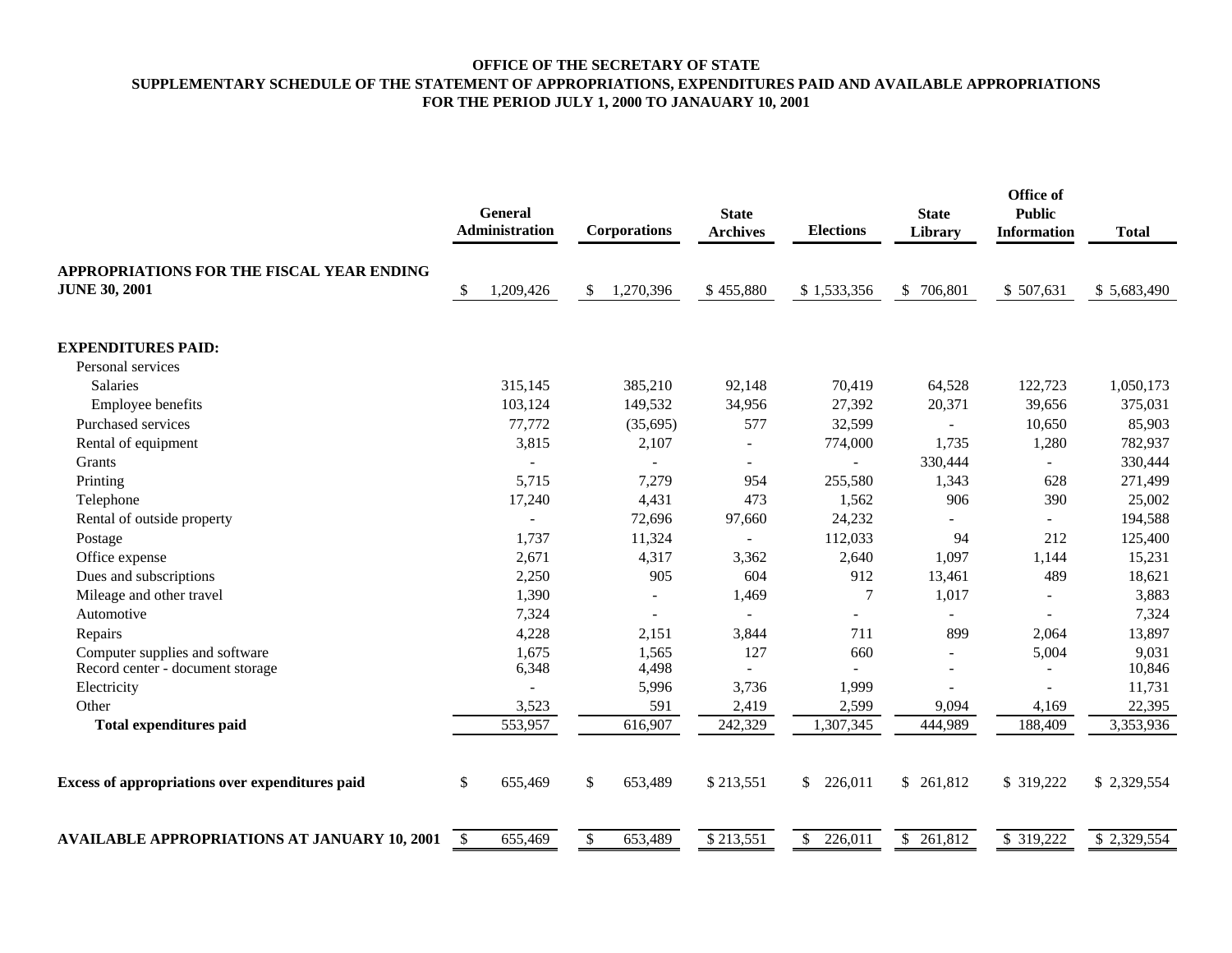**OFFICE OF THE SECRETARY OF STATE**
**SUPPLEMENTARY SCHEDULE OF THE STATEMENT OF APPROPRIATIONS, EXPENDITURES PAID AND AVAILABLE APPROPRIATIONS**
**FOR THE PERIOD JULY 1, 2000 TO JANAUARY 10, 2001**

| | General Administration | Corporations | State Archives | Elections | State Library | Office of Public Information | Total |
|---|---|---|---|---|---|---|---|
| **APPROPRIATIONS FOR THE FISCAL YEAR ENDING JUNE 30, 2001** | $ 1,209,426 | $ 1,270,396 | $ 455,880 | $ 1,533,356 | $ 706,801 | $ 507,631 | $ 5,683,490 |
| **EXPENDITURES PAID:** | | | | | | | |
| Personal services | | | | | | | |
| Salaries | 315,145 | 385,210 | 92,148 | 70,419 | 64,528 | 122,723 | 1,050,173 |
| Employee benefits | 103,124 | 149,532 | 34,956 | 27,392 | 20,371 | 39,656 | 375,031 |
| Purchased services | 77,772 | (35,695) | 577 | 32,599 | - | 10,650 | 85,903 |
| Rental of equipment | 3,815 | 2,107 | - | 774,000 | 1,735 | 1,280 | 782,937 |
| Grants | - | - | - | - | 330,444 | - | 330,444 |
| Printing | 5,715 | 7,279 | 954 | 255,580 | 1,343 | 628 | 271,499 |
| Telephone | 17,240 | 4,431 | 473 | 1,562 | 906 | 390 | 25,002 |
| Rental of outside property | - | 72,696 | 97,660 | 24,232 | - | - | 194,588 |
| Postage | 1,737 | 11,324 | - | 112,033 | 94 | 212 | 125,400 |
| Office expense | 2,671 | 4,317 | 3,362 | 2,640 | 1,097 | 1,144 | 15,231 |
| Dues and subscriptions | 2,250 | 905 | 604 | 912 | 13,461 | 489 | 18,621 |
| Mileage and other travel | 1,390 | - | 1,469 | 7 | 1,017 | - | 3,883 |
| Automotive | 7,324 | - | - | - | - | - | 7,324 |
| Repairs | 4,228 | 2,151 | 3,844 | 711 | 899 | 2,064 | 13,897 |
| Computer supplies and software | 1,675 | 1,565 | 127 | 660 | - | 5,004 | 9,031 |
| Record center - document storage | 6,348 | 4,498 | - | - | - | - | 10,846 |
| Electricity | - | 5,996 | 3,736 | 1,999 | - | - | 11,731 |
| Other | 3,523 | 591 | 2,419 | 2,599 | 9,094 | 4,169 | 22,395 |
| **Total expenditures paid** | 553,957 | 616,907 | 242,329 | 1,307,345 | 444,989 | 188,409 | 3,353,936 |
| **Excess of appropriations over expenditures paid** | $ 655,469 | $ 653,489 | $ 213,551 | $ 226,011 | $ 261,812 | $ 319,222 | $ 2,329,554 |
| **AVAILABLE APPROPRIATIONS AT JANUARY 10, 2001** | $ 655,469 | $ 653,489 | $ 213,551 | $ 226,011 | $ 261,812 | $ 319,222 | $ 2,329,554 |